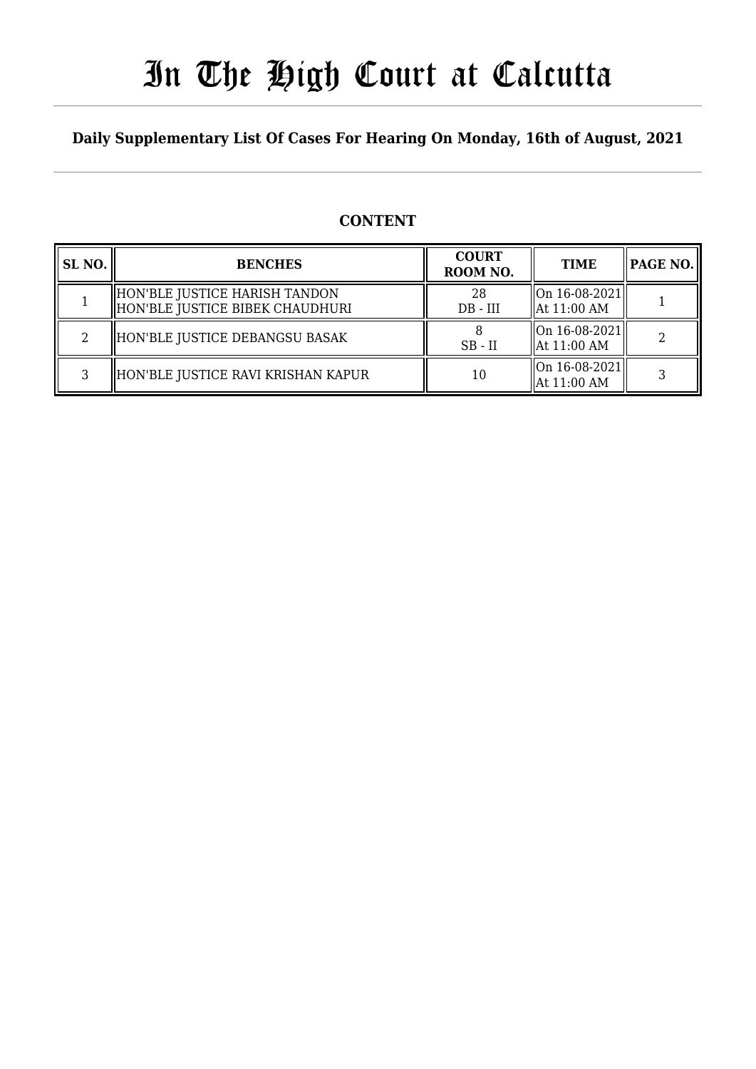# In The High Court at Calcutta

**Daily Supplementary List Of Cases For Hearing On Monday, 16th of August, 2021**

## CONTENT

| SL NO. | BENCHES | COURT ROOM NO. | TIME | PAGE NO. |
|---|---|---|---|---|
| 1 | HON'BLE JUSTICE HARISH TANDON<br>HON'BLE JUSTICE BIBEK CHAUDHURI | 28<br>DB - III | On 16-08-2021<br>At 11:00 AM | 1 |
| 2 | HON'BLE JUSTICE DEBANGSU BASAK | 8<br>SB - II | On 16-08-2021<br>At 11:00 AM | 2 |
| 3 | HON'BLE JUSTICE RAVI KRISHAN KAPUR | 10 | On 16-08-2021<br>At 11:00 AM | 3 |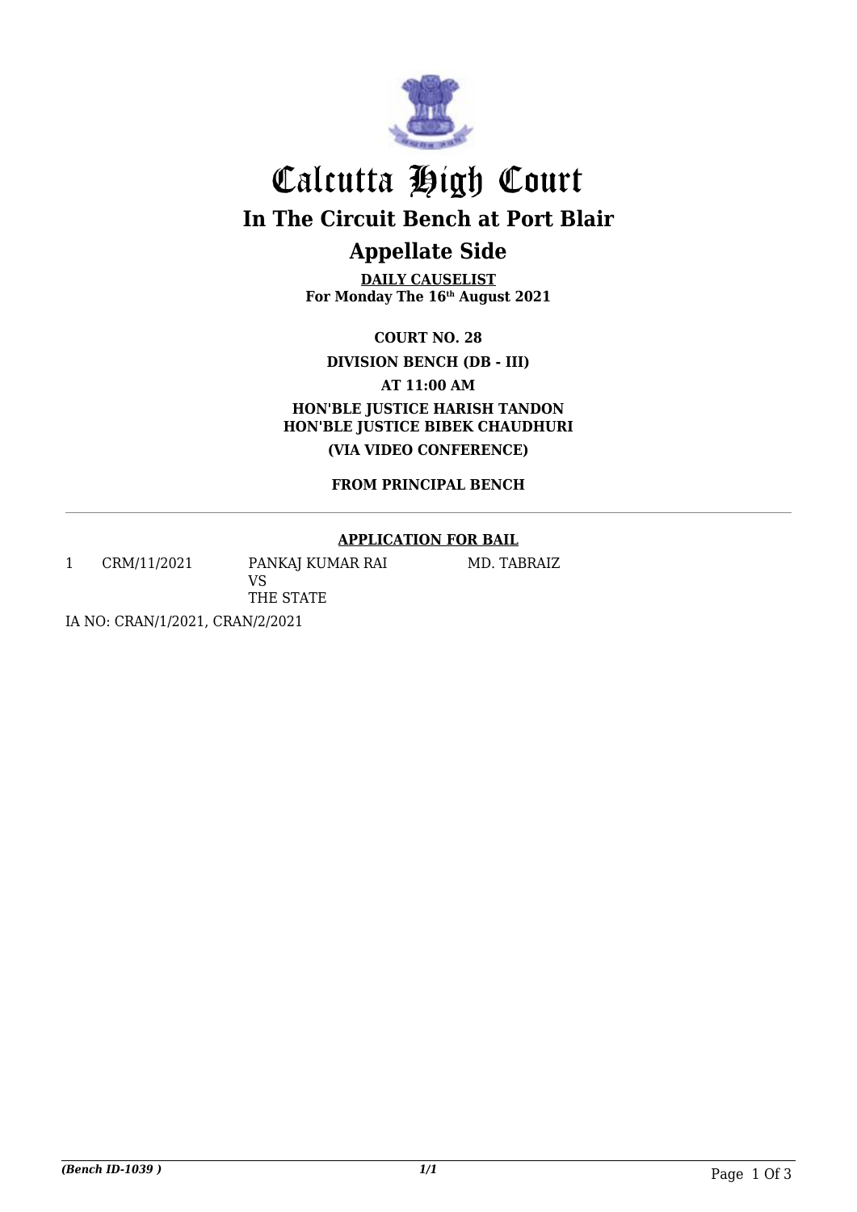# Calcutta High Court

## In The Circuit Bench at Port Blair

## Appellate Side

**DAILY CAUSELIST**
**For Monday The 16th August 2021**

**COURT NO. 28**

**DIVISION BENCH (DB - III)**

**AT 11:00 AM**

**HON'BLE JUSTICE HARISH TANDON**
**HON'BLE JUSTICE BIBEK CHAUDHURI**

**(VIA VIDEO CONFERENCE)**

**FROM PRINCIPAL BENCH**

---

**APPLICATION FOR BAIL**

| | | | |
|---|---|---|---|
| 1 | CRM/11/2021 | PANKAJ KUMAR RAI<br>VS<br>THE STATE | MD. TABRAIZ |

IA NO: CRAN/1/2021, CRAN/2/2021

*(Bench ID-1039 )*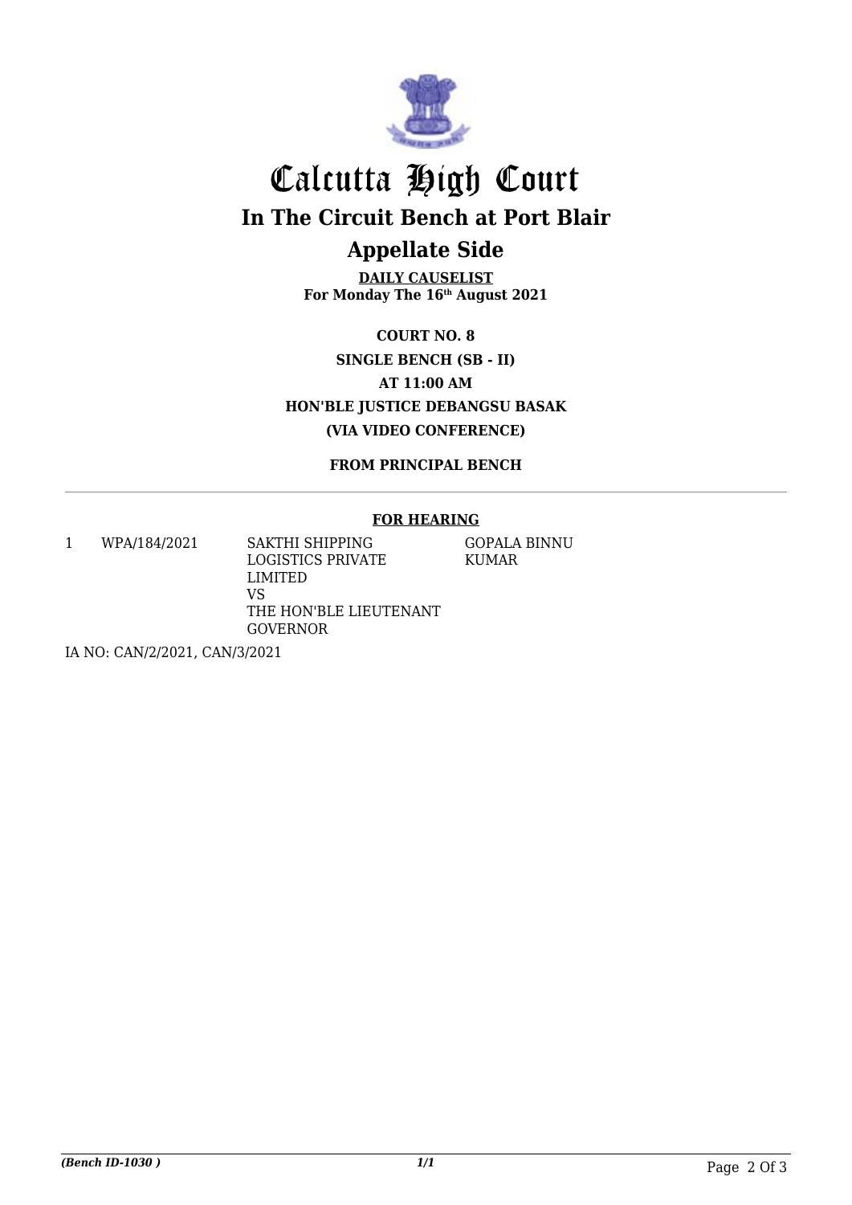# Calcutta High Court

## In The Circuit Bench at Port Blair

## Appellate Side

**DAILY CAUSELIST**
**For Monday The 16th August 2021**

**COURT NO. 8**
**SINGLE BENCH (SB - II)**
**AT 11:00 AM**
**HON'BLE JUSTICE DEBANGSU BASAK**
**(VIA VIDEO CONFERENCE)**

**FROM PRINCIPAL BENCH**

---

**FOR HEARING**

| | | | |
|---|---|---|---|
| 1 | WPA/184/2021 | SAKTHI SHIPPING LOGISTICS PRIVATE LIMITED<br>VS<br>THE HON'BLE LIEUTENANT GOVERNOR | GOPALA BINNU KUMAR |

IA NO: CAN/2/2021, CAN/3/2021

*(Bench ID-1030 )*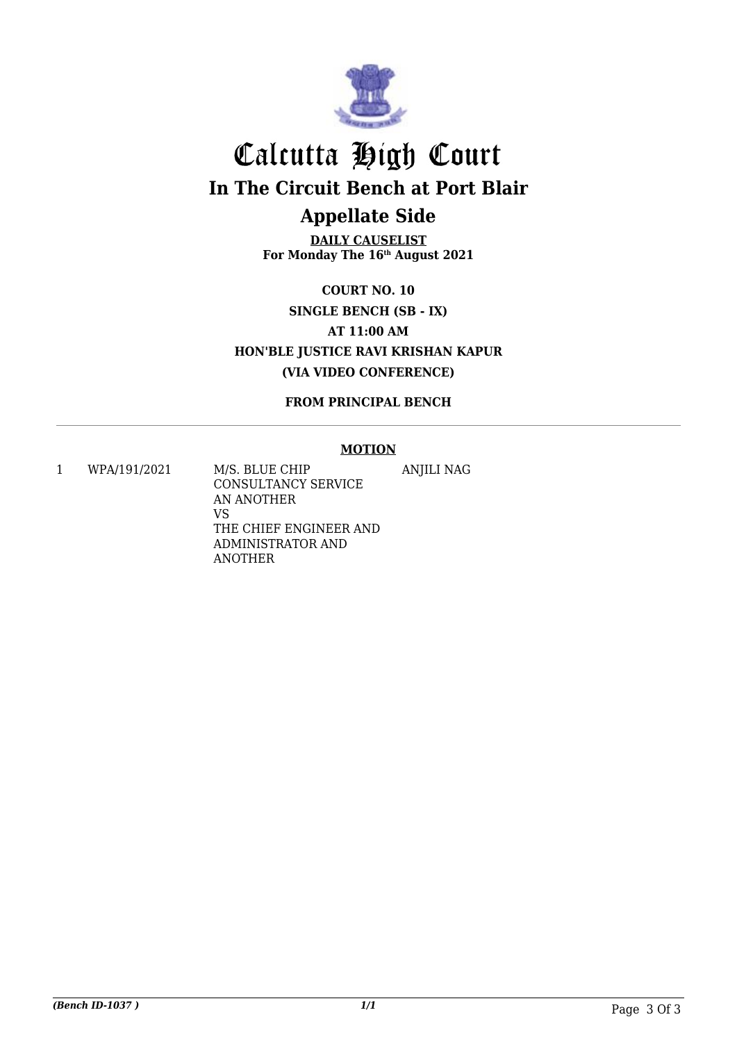# Calcutta High Court

## In The Circuit Bench at Port Blair

## Appellate Side

**DAILY CAUSELIST**
**For Monday The 16th August 2021**

**COURT NO. 10**
**SINGLE BENCH (SB - IX)**
**AT 11:00 AM**
**HON'BLE JUSTICE RAVI KRISHAN KAPUR**
**(VIA VIDEO CONFERENCE)**

**FROM PRINCIPAL BENCH**

**MOTION**

| | | | |
|---|---|---|---|
| 1 | WPA/191/2021 | M/S. BLUE CHIP CONSULTANCY SERVICE AN ANOTHER VS THE CHIEF ENGINEER AND ADMINISTRATOR AND ANOTHER | ANJILI NAG |

*(Bench ID-1037 )*